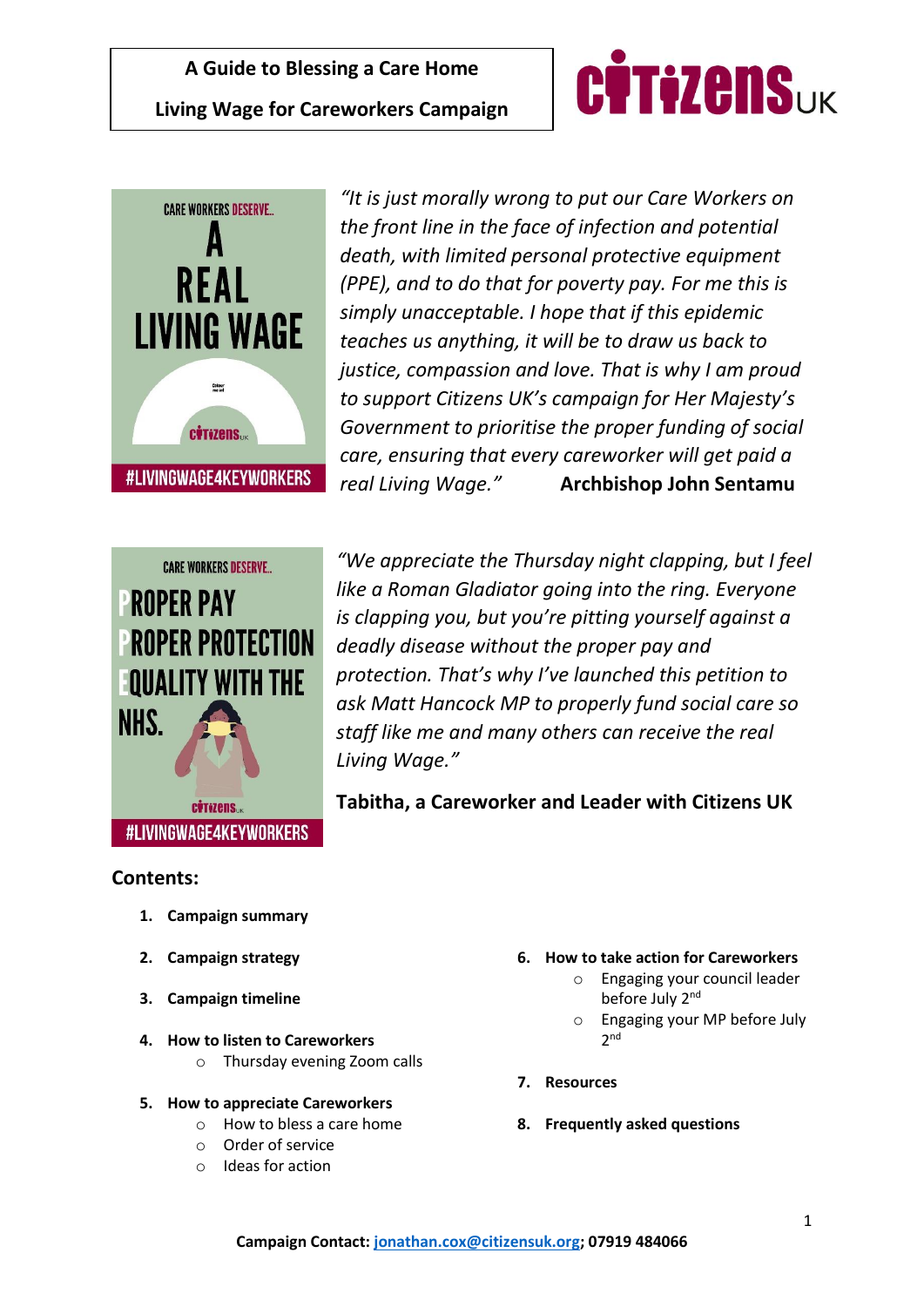# A Guide to Blessing a Care Home

## Living Wage for Careworkers Campaign

*"It is just morally wrong to put our Care Workers on the front line in the face of infection and potential death, with limited personal protective equipment (PPE), and to do that for poverty pay. For me this is simply unacceptable. I hope that if this epidemic teaches us anything, it will be to draw us back to justice, compassion and love. That is why I am proud to support Citizens UK's campaign for Her Majesty's Government to prioritise the proper funding of social care, ensuring that every careworker will get paid a real Living Wage."* **Archbishop John Sentamu**

*"We appreciate the Thursday night clapping, but I feel like a Roman Gladiator going into the ring. Everyone is clapping you, but you're pitting yourself against a deadly disease without the proper pay and protection. That's why I've launched this petition to ask Matt Hancock MP to properly fund social care so staff like me and many others can receive the real Living Wage."*

**Tabitha, a Careworker and Leader with Citizens UK**

**Contents:**

1. **Campaign summary**
2. **Campaign strategy**
3. **Campaign timeline**
4. **How to listen to Careworkers**
   - Thursday evening Zoom calls
5. **How to appreciate Careworkers**
   - How to bless a care home
   - Order of service
   - Ideas for action
6. **How to take action for Careworkers**
   - Engaging your council leader before July 2nd
   - Engaging your MP before July 2nd
7. **Resources**
8. **Frequently asked questions**

**Campaign Contact: jonathan.cox@citizensuk.org; 07919 484066**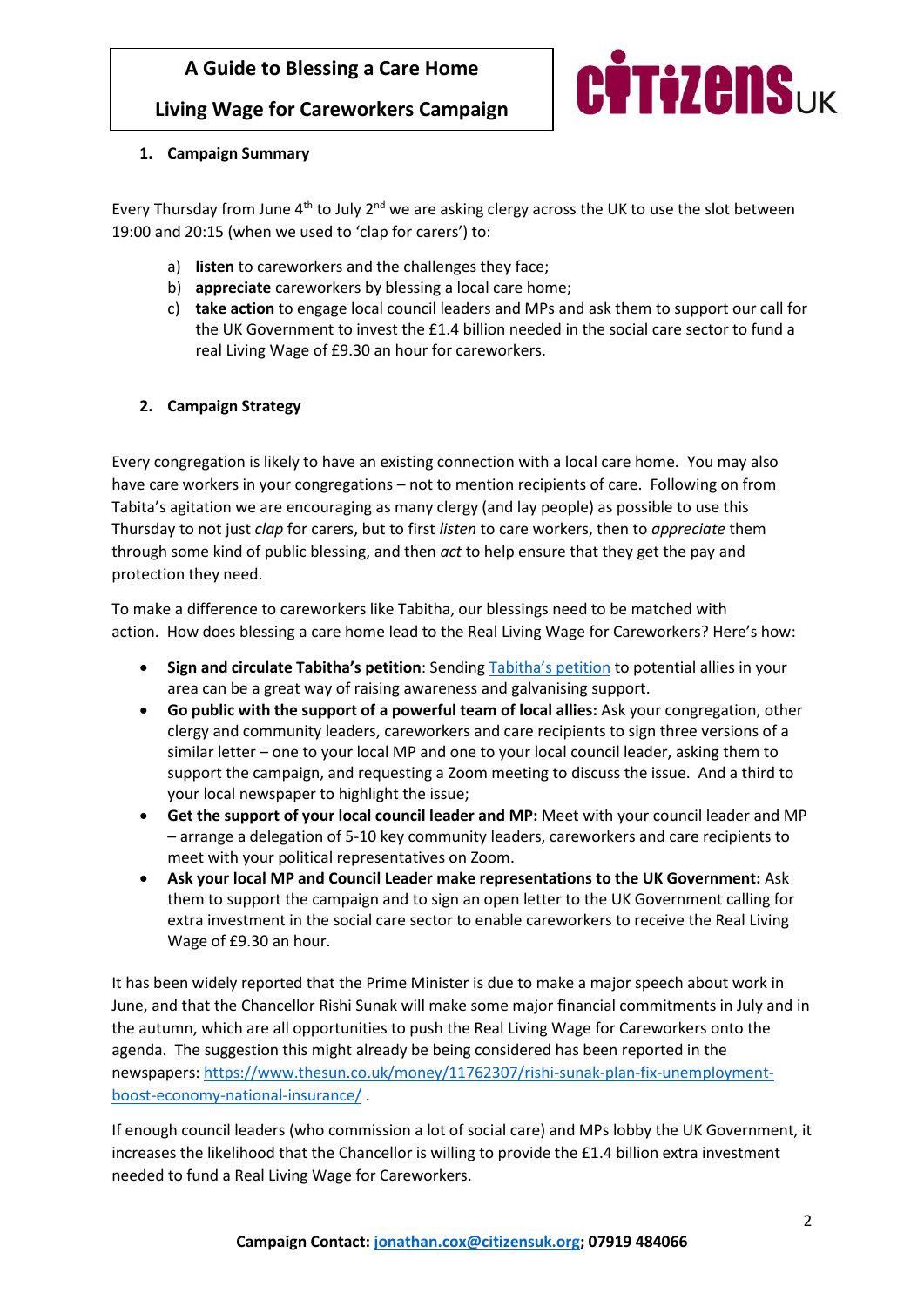**A Guide to Blessing a Care Home**

**Living Wage for Careworkers Campaign**

CITIZENS UK

1. **Campaign Summary**

Every Thursday from June 4th to July 2nd we are asking clergy across the UK to use the slot between 19:00 and 20:15 (when we used to 'clap for carers') to:

a) **listen** to careworkers and the challenges they face;
b) **appreciate** careworkers by blessing a local care home;
c) **take action** to engage local council leaders and MPs and ask them to support our call for the UK Government to invest the £1.4 billion needed in the social care sector to fund a real Living Wage of £9.30 an hour for careworkers.

2. **Campaign Strategy**

Every congregation is likely to have an existing connection with a local care home. You may also have care workers in your congregations – not to mention recipients of care. Following on from Tabita's agitation we are encouraging as many clergy (and lay people) as possible to use this Thursday to not just *clap* for carers, but to first *listen* to care workers, then to *appreciate* them through some kind of public blessing, and then *act* to help ensure that they get the pay and protection they need.

To make a difference to careworkers like Tabitha, our blessings need to be matched with action. How does blessing a care home lead to the Real Living Wage for Careworkers? Here's how:

- **Sign and circulate Tabitha's petition**: Sending Tabitha's petition to potential allies in your area can be a great way of raising awareness and galvanising support.
- **Go public with the support of a powerful team of local allies:** Ask your congregation, other clergy and community leaders, careworkers and care recipients to sign three versions of a similar letter – one to your local MP and one to your local council leader, asking them to support the campaign, and requesting a Zoom meeting to discuss the issue. And a third to your local newspaper to highlight the issue;
- **Get the support of your local council leader and MP:** Meet with your council leader and MP – arrange a delegation of 5-10 key community leaders, careworkers and care recipients to meet with your political representatives on Zoom.
- **Ask your local MP and Council Leader make representations to the UK Government:** Ask them to support the campaign and to sign an open letter to the UK Government calling for extra investment in the social care sector to enable careworkers to receive the Real Living Wage of £9.30 an hour.

It has been widely reported that the Prime Minister is due to make a major speech about work in June, and that the Chancellor Rishi Sunak will make some major financial commitments in July and in the autumn, which are all opportunities to push the Real Living Wage for Careworkers onto the agenda. The suggestion this might already be being considered has been reported in the newspapers: https://www.thesun.co.uk/money/11762307/rishi-sunak-plan-fix-unemployment-boost-economy-national-insurance/ .

If enough council leaders (who commission a lot of social care) and MPs lobby the UK Government, it increases the likelihood that the Chancellor is willing to provide the £1.4 billion extra investment needed to fund a Real Living Wage for Careworkers.

**Campaign Contact: jonathan.cox@citizensuk.org; 07919 484066**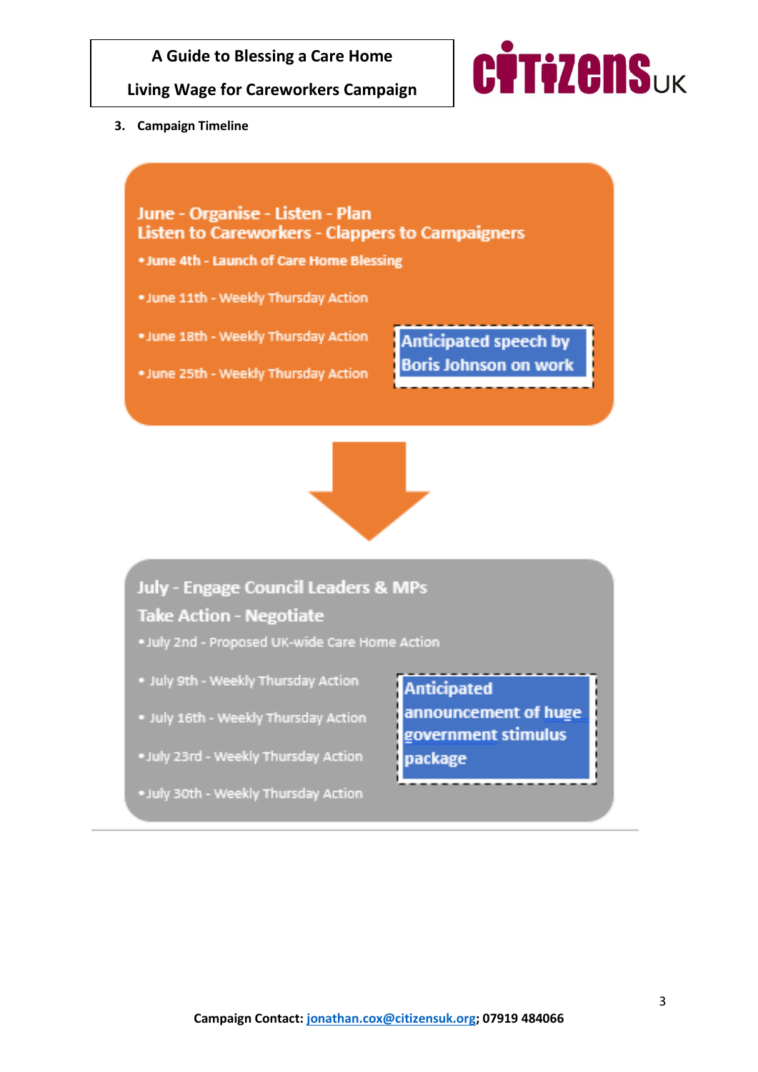## 3. Campaign Timeline

**June - Organise - Listen - Plan**
**Listen to Careworkers - Clappers to Campaigners**

- June 4th - Launch of Care Home Blessing
- June 11th - Weekly Thursday Action
- June 18th - Weekly Thursday Action
- June 25th - Weekly Thursday Action

Anticipated speech by Boris Johnson on work

**July - Engage Council Leaders & MPs**
**Take Action - Negotiate**

- July 2nd - Proposed UK-wide Care Home Action
- July 9th - Weekly Thursday Action
- July 16th - Weekly Thursday Action
- July 23rd - Weekly Thursday Action
- July 30th - Weekly Thursday Action

Anticipated announcement of huge government stimulus package

**Campaign Contact:** [jonathan.cox@citizensuk.org](mailto:jonathan.cox@citizensuk.org); 07919 484066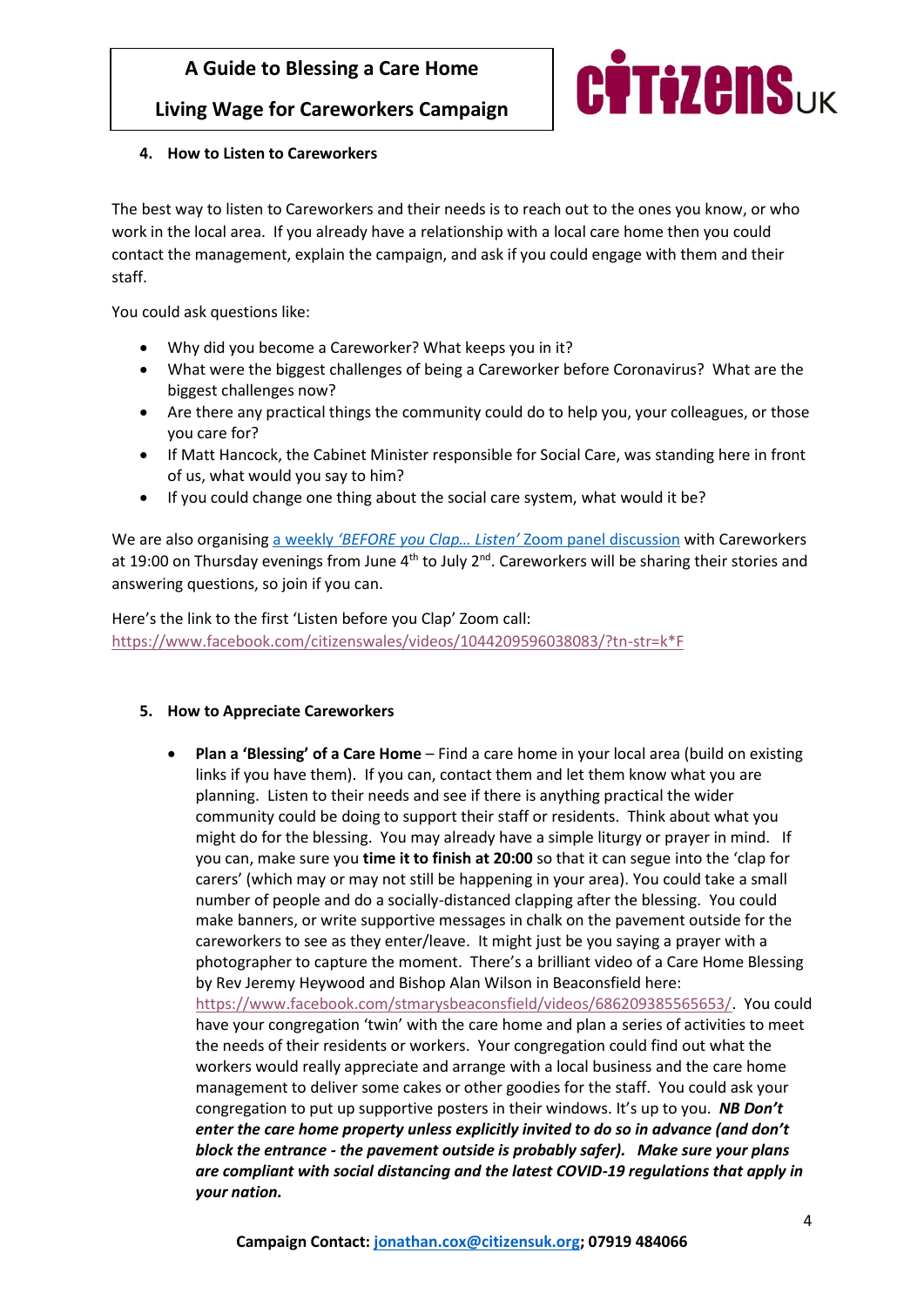## 4. How to Listen to Careworkers

The best way to listen to Careworkers and their needs is to reach out to the ones you know, or who work in the local area. If you already have a relationship with a local care home then you could contact the management, explain the campaign, and ask if you could engage with them and their staff.

You could ask questions like:

- Why did you become a Careworker? What keeps you in it?
- What were the biggest challenges of being a Careworker before Coronavirus? What are the biggest challenges now?
- Are there any practical things the community could do to help you, your colleagues, or those you care for?
- If Matt Hancock, the Cabinet Minister responsible for Social Care, was standing here in front of us, what would you say to him?
- If you could change one thing about the social care system, what would it be?

We are also organising a weekly *'BEFORE you Clap… Listen'* Zoom panel discussion with Careworkers at 19:00 on Thursday evenings from June 4th to July 2nd. Careworkers will be sharing their stories and answering questions, so join if you can.

Here's the link to the first 'Listen before you Clap' Zoom call: https://www.facebook.com/citizenswales/videos/1044209596038083/?tn-str=k*F

## 5. How to Appreciate Careworkers

- **Plan a 'Blessing' of a Care Home** – Find a care home in your local area (build on existing links if you have them). If you can, contact them and let them know what you are planning. Listen to their needs and see if there is anything practical the wider community could be doing to support their staff or residents. Think about what you might do for the blessing. You may already have a simple liturgy or prayer in mind. If you can, make sure you **time it to finish at 20:00** so that it can segue into the 'clap for carers' (which may or may not still be happening in your area). You could take a small number of people and do a socially-distanced clapping after the blessing. You could make banners, or write supportive messages in chalk on the pavement outside for the careworkers to see as they enter/leave. It might just be you saying a prayer with a photographer to capture the moment. There's a brilliant video of a Care Home Blessing by Rev Jeremy Heywood and Bishop Alan Wilson in Beaconsfield here: https://www.facebook.com/stmarysbeaconsfield/videos/686209385565653/. You could have your congregation 'twin' with the care home and plan a series of activities to meet the needs of their residents or workers. Your congregation could find out what the workers would really appreciate and arrange with a local business and the care home management to deliver some cakes or other goodies for the staff. You could ask your congregation to put up supportive posters in their windows. It's up to you. ***NB Don't enter the care home property unless explicitly invited to do so in advance (and don't block the entrance - the pavement outside is probably safer). Make sure your plans are compliant with social distancing and the latest COVID-19 regulations that apply in your nation.***

**Campaign Contact: jonathan.cox@citizensuk.org; 07919 484066**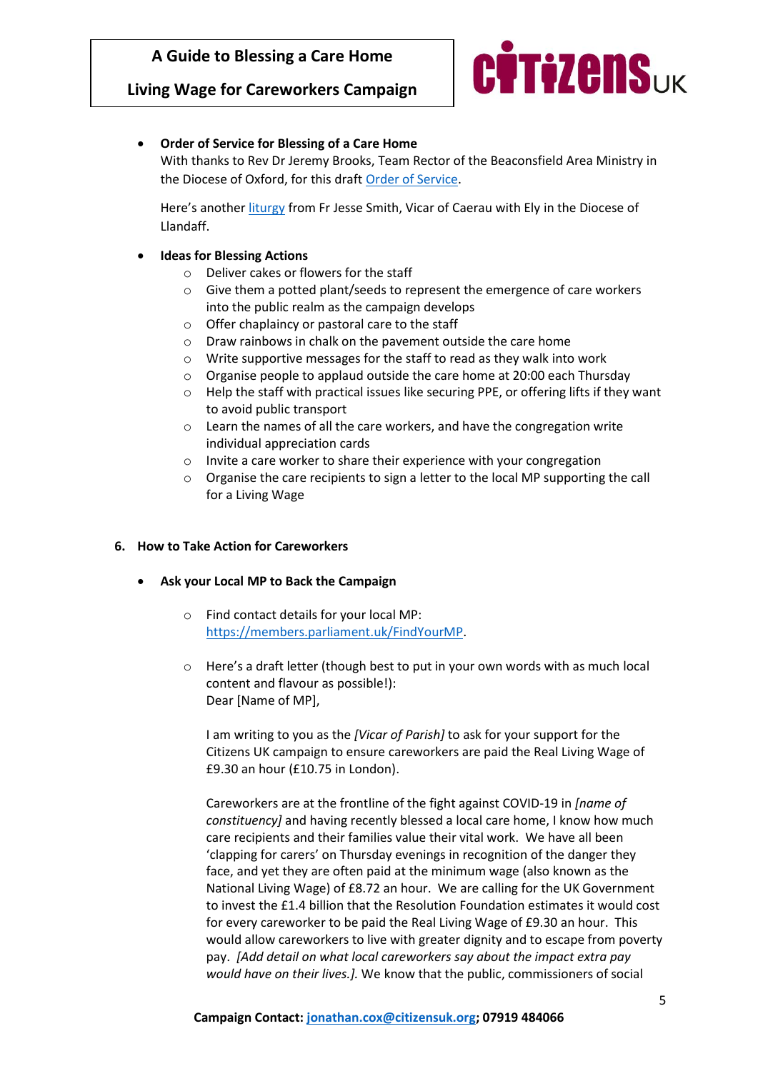- **Order of Service for Blessing of a Care Home**
  With thanks to Rev Dr Jeremy Brooks, Team Rector of the Beaconsfield Area Ministry in the Diocese of Oxford, for this draft Order of Service.

  Here's another liturgy from Fr Jesse Smith, Vicar of Caerau with Ely in the Diocese of Llandaff.

- **Ideas for Blessing Actions**
  - Deliver cakes or flowers for the staff
  - Give them a potted plant/seeds to represent the emergence of care workers into the public realm as the campaign develops
  - Offer chaplaincy or pastoral care to the staff
  - Draw rainbows in chalk on the pavement outside the care home
  - Write supportive messages for the staff to read as they walk into work
  - Organise people to applaud outside the care home at 20:00 each Thursday
  - Help the staff with practical issues like securing PPE, or offering lifts if they want to avoid public transport
  - Learn the names of all the care workers, and have the congregation write individual appreciation cards
  - Invite a care worker to share their experience with your congregation
  - Organise the care recipients to sign a letter to the local MP supporting the call for a Living Wage

## 6. How to Take Action for Careworkers

- **Ask your Local MP to Back the Campaign**

  - Find contact details for your local MP: https://members.parliament.uk/FindYourMP.

  - Here's a draft letter (though best to put in your own words with as much local content and flavour as possible!):
    Dear [Name of MP],

    I am writing to you as the *[Vicar of Parish]* to ask for your support for the Citizens UK campaign to ensure careworkers are paid the Real Living Wage of £9.30 an hour (£10.75 in London).

    Careworkers are at the frontline of the fight against COVID-19 in *[name of constituency]* and having recently blessed a local care home, I know how much care recipients and their families value their vital work. We have all been 'clapping for carers' on Thursday evenings in recognition of the danger they face, and yet they are often paid at the minimum wage (also known as the National Living Wage) of £8.72 an hour. We are calling for the UK Government to invest the £1.4 billion that the Resolution Foundation estimates it would cost for every careworker to be paid the Real Living Wage of £9.30 an hour. This would allow careworkers to live with greater dignity and to escape from poverty pay. *[Add detail on what local careworkers say about the impact extra pay would have on their lives.]*. We know that the public, commissioners of social

**Campaign Contact: jonathan.cox@citizensuk.org; 07919 484066**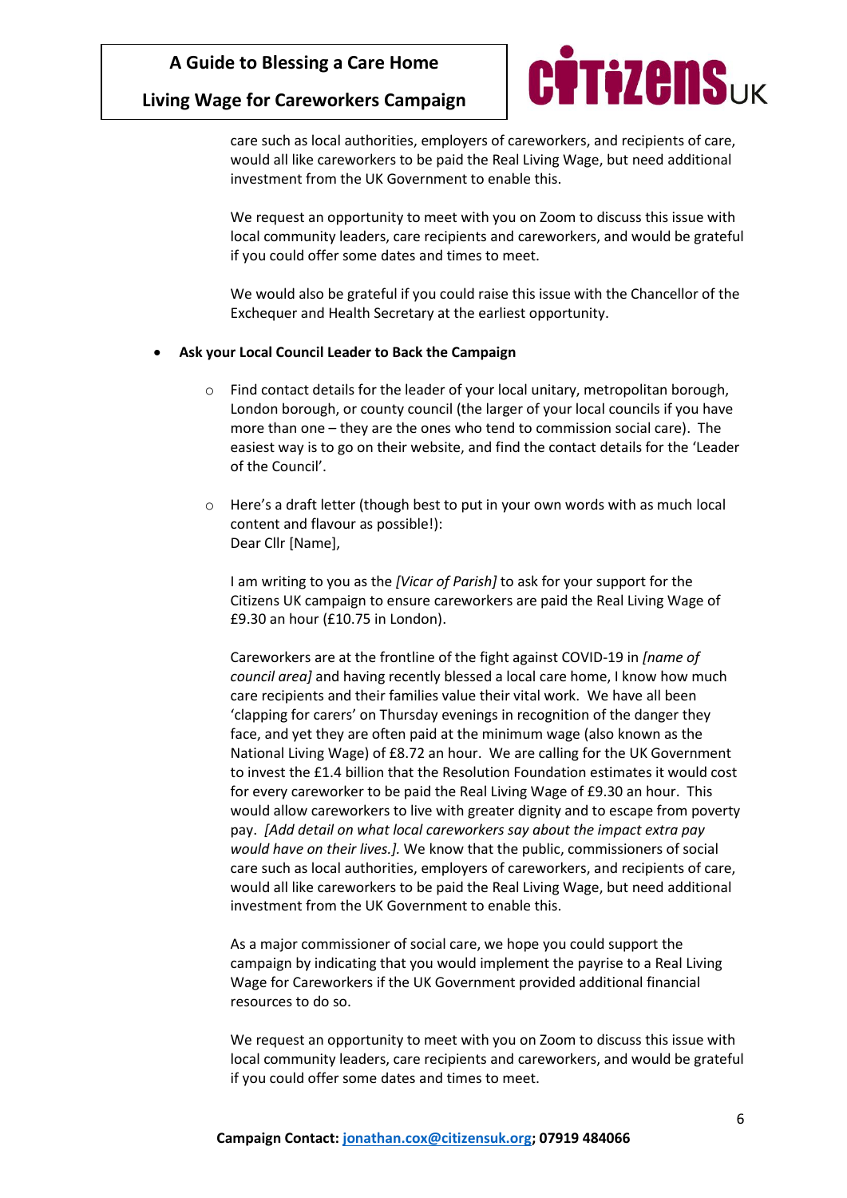care such as local authorities, employers of careworkers, and recipients of care, would all like careworkers to be paid the Real Living Wage, but need additional investment from the UK Government to enable this.

We request an opportunity to meet with you on Zoom to discuss this issue with local community leaders, care recipients and careworkers, and would be grateful if you could offer some dates and times to meet.

We would also be grateful if you could raise this issue with the Chancellor of the Exchequer and Health Secretary at the earliest opportunity.

- **Ask your Local Council Leader to Back the Campaign**
  - Find contact details for the leader of your local unitary, metropolitan borough, London borough, or county council (the larger of your local councils if you have more than one – they are the ones who tend to commission social care). The easiest way is to go on their website, and find the contact details for the 'Leader of the Council'.
  - Here's a draft letter (though best to put in your own words with as much local content and flavour as possible!):
    Dear Cllr [Name],

    I am writing to you as the *[Vicar of Parish]* to ask for your support for the Citizens UK campaign to ensure careworkers are paid the Real Living Wage of £9.30 an hour (£10.75 in London).

    Careworkers are at the frontline of the fight against COVID-19 in *[name of council area]* and having recently blessed a local care home, I know how much care recipients and their families value their vital work. We have all been 'clapping for carers' on Thursday evenings in recognition of the danger they face, and yet they are often paid at the minimum wage (also known as the National Living Wage) of £8.72 an hour. We are calling for the UK Government to invest the £1.4 billion that the Resolution Foundation estimates it would cost for every careworker to be paid the Real Living Wage of £9.30 an hour. This would allow careworkers to live with greater dignity and to escape from poverty pay. *[Add detail on what local careworkers say about the impact extra pay would have on their lives.]*. We know that the public, commissioners of social care such as local authorities, employers of careworkers, and recipients of care, would all like careworkers to be paid the Real Living Wage, but need additional investment from the UK Government to enable this.

    As a major commissioner of social care, we hope you could support the campaign by indicating that you would implement the payrise to a Real Living Wage for Careworkers if the UK Government provided additional financial resources to do so.

    We request an opportunity to meet with you on Zoom to discuss this issue with local community leaders, care recipients and careworkers, and would be grateful if you could offer some dates and times to meet.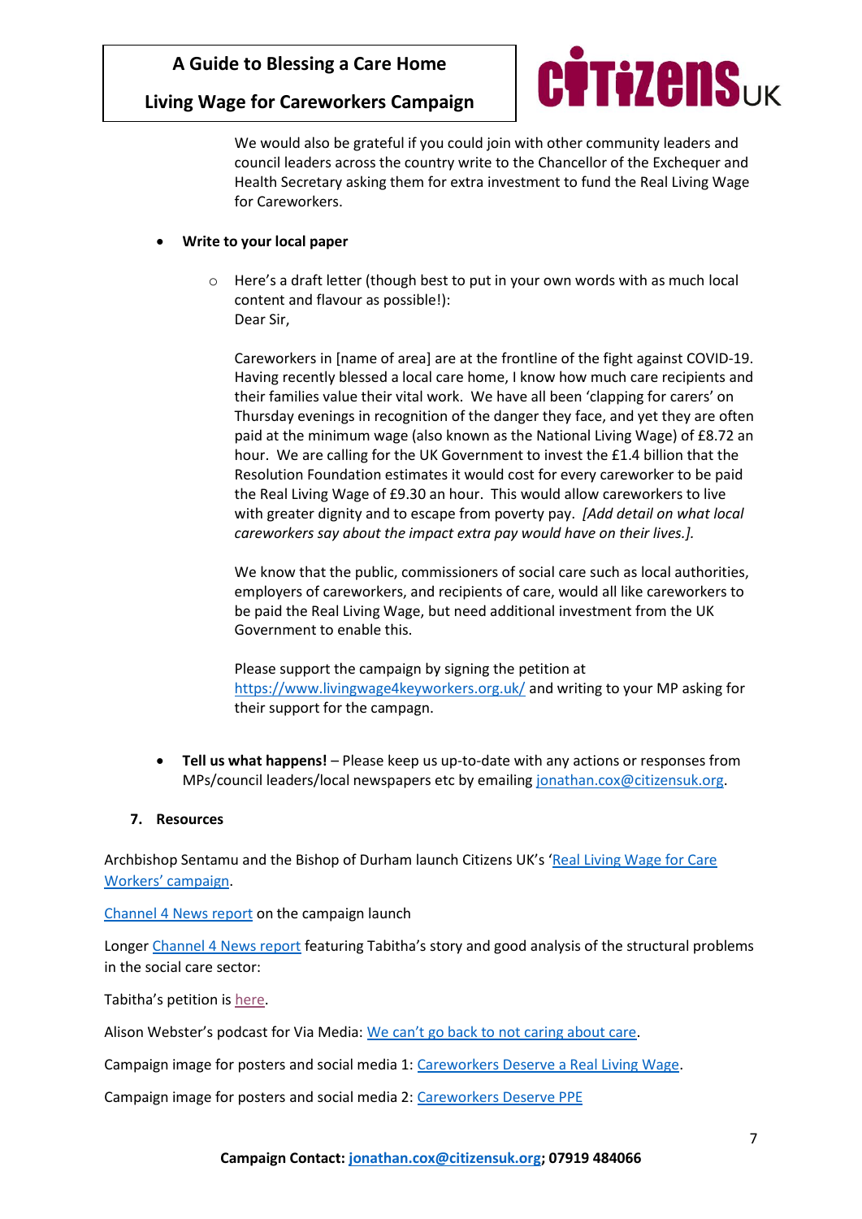We would also be grateful if you could join with other community leaders and council leaders across the country write to the Chancellor of the Exchequer and Health Secretary asking them for extra investment to fund the Real Living Wage for Careworkers.

- **Write to your local paper**
    - Here's a draft letter (though best to put in your own words with as much local content and flavour as possible!):
      Dear Sir,

      Careworkers in [name of area] are at the frontline of the fight against COVID-19. Having recently blessed a local care home, I know how much care recipients and their families value their vital work. We have all been 'clapping for carers' on Thursday evenings in recognition of the danger they face, and yet they are often paid at the minimum wage (also known as the National Living Wage) of £8.72 an hour. We are calling for the UK Government to invest the £1.4 billion that the Resolution Foundation estimates it would cost for every careworker to be paid the Real Living Wage of £9.30 an hour. This would allow careworkers to live with greater dignity and to escape from poverty pay. *[Add detail on what local careworkers say about the impact extra pay would have on their lives.].*

      We know that the public, commissioners of social care such as local authorities, employers of careworkers, and recipients of care, would all like careworkers to be paid the Real Living Wage, but need additional investment from the UK Government to enable this.

      Please support the campaign by signing the petition at https://www.livingwage4keyworkers.org.uk/ and writing to your MP asking for their support for the campagn.

- **Tell us what happens!** – Please keep us up-to-date with any actions or responses from MPs/council leaders/local newspapers etc by emailing jonathan.cox@citizensuk.org.

## 7. Resources

Archbishop Sentamu and the Bishop of Durham launch Citizens UK's 'Real Living Wage for Care Workers' campaign.

Channel 4 News report on the campaign launch

Longer Channel 4 News report featuring Tabitha's story and good analysis of the structural problems in the social care sector:

Tabitha's petition is here.

Alison Webster's podcast for Via Media: We can't go back to not caring about care.

Campaign image for posters and social media 1: Careworkers Deserve a Real Living Wage.

Campaign image for posters and social media 2: Careworkers Deserve PPE

**Campaign Contact: jonathan.cox@citizensuk.org; 07919 484066**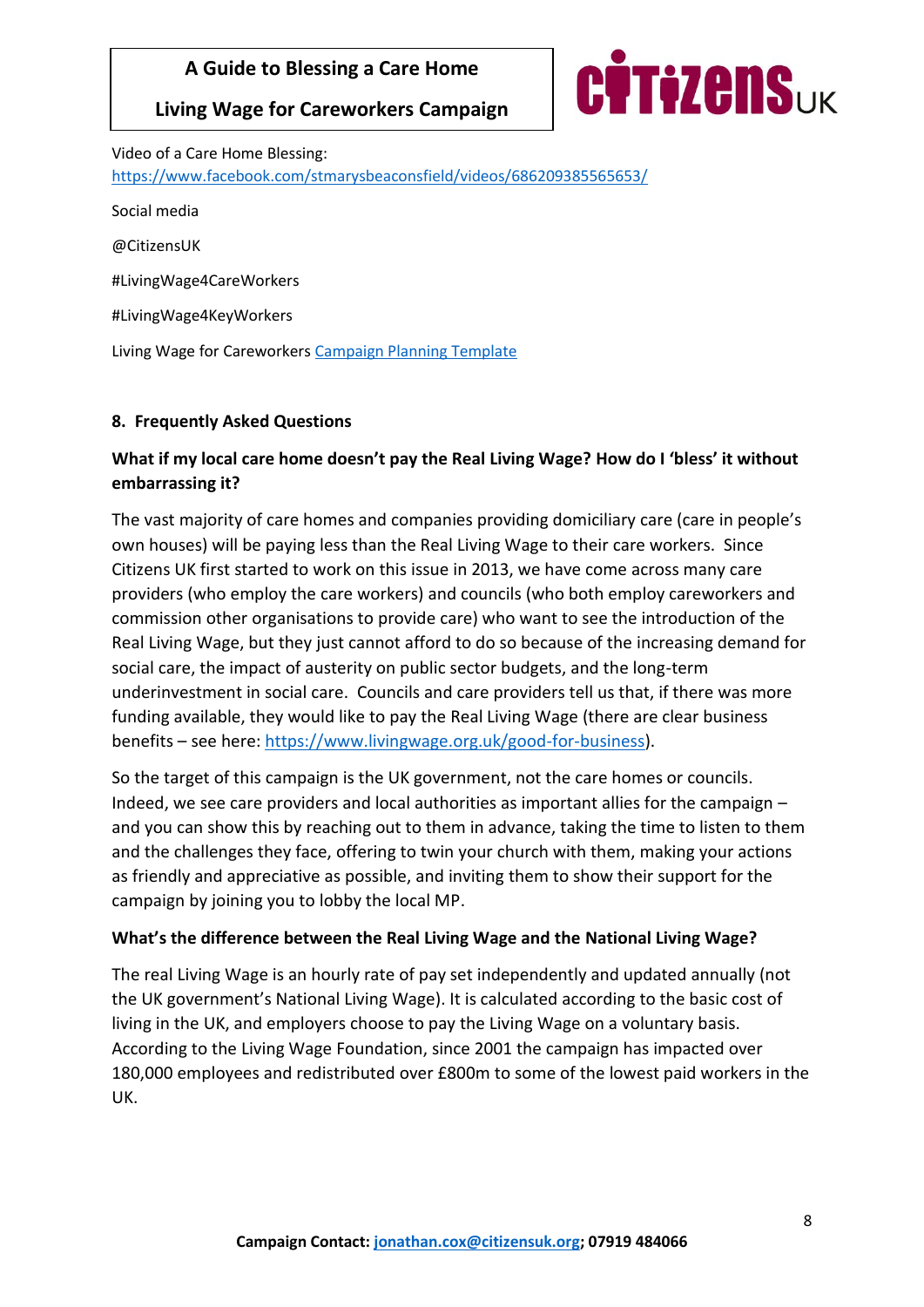Video of a Care Home Blessing:
https://www.facebook.com/stmarysbeaconsfield/videos/686209385565653/

Social media

@CitizensUK

#LivingWage4CareWorkers

#LivingWage4KeyWorkers

Living Wage for Careworkers Campaign Planning Template

## 8. Frequently Asked Questions

### What if my local care home doesn't pay the Real Living Wage? How do I 'bless' it without embarrassing it?

The vast majority of care homes and companies providing domiciliary care (care in people's own houses) will be paying less than the Real Living Wage to their care workers. Since Citizens UK first started to work on this issue in 2013, we have come across many care providers (who employ the care workers) and councils (who both employ careworkers and commission other organisations to provide care) who want to see the introduction of the Real Living Wage, but they just cannot afford to do so because of the increasing demand for social care, the impact of austerity on public sector budgets, and the long-term underinvestment in social care. Councils and care providers tell us that, if there was more funding available, they would like to pay the Real Living Wage (there are clear business benefits – see here: https://www.livingwage.org.uk/good-for-business).

So the target of this campaign is the UK government, not the care homes or councils. Indeed, we see care providers and local authorities as important allies for the campaign – and you can show this by reaching out to them in advance, taking the time to listen to them and the challenges they face, offering to twin your church with them, making your actions as friendly and appreciative as possible, and inviting them to show their support for the campaign by joining you to lobby the local MP.

### What's the difference between the Real Living Wage and the National Living Wage?

The real Living Wage is an hourly rate of pay set independently and updated annually (not the UK government's National Living Wage). It is calculated according to the basic cost of living in the UK, and employers choose to pay the Living Wage on a voluntary basis. According to the Living Wage Foundation, since 2001 the campaign has impacted over 180,000 employees and redistributed over £800m to some of the lowest paid workers in the UK.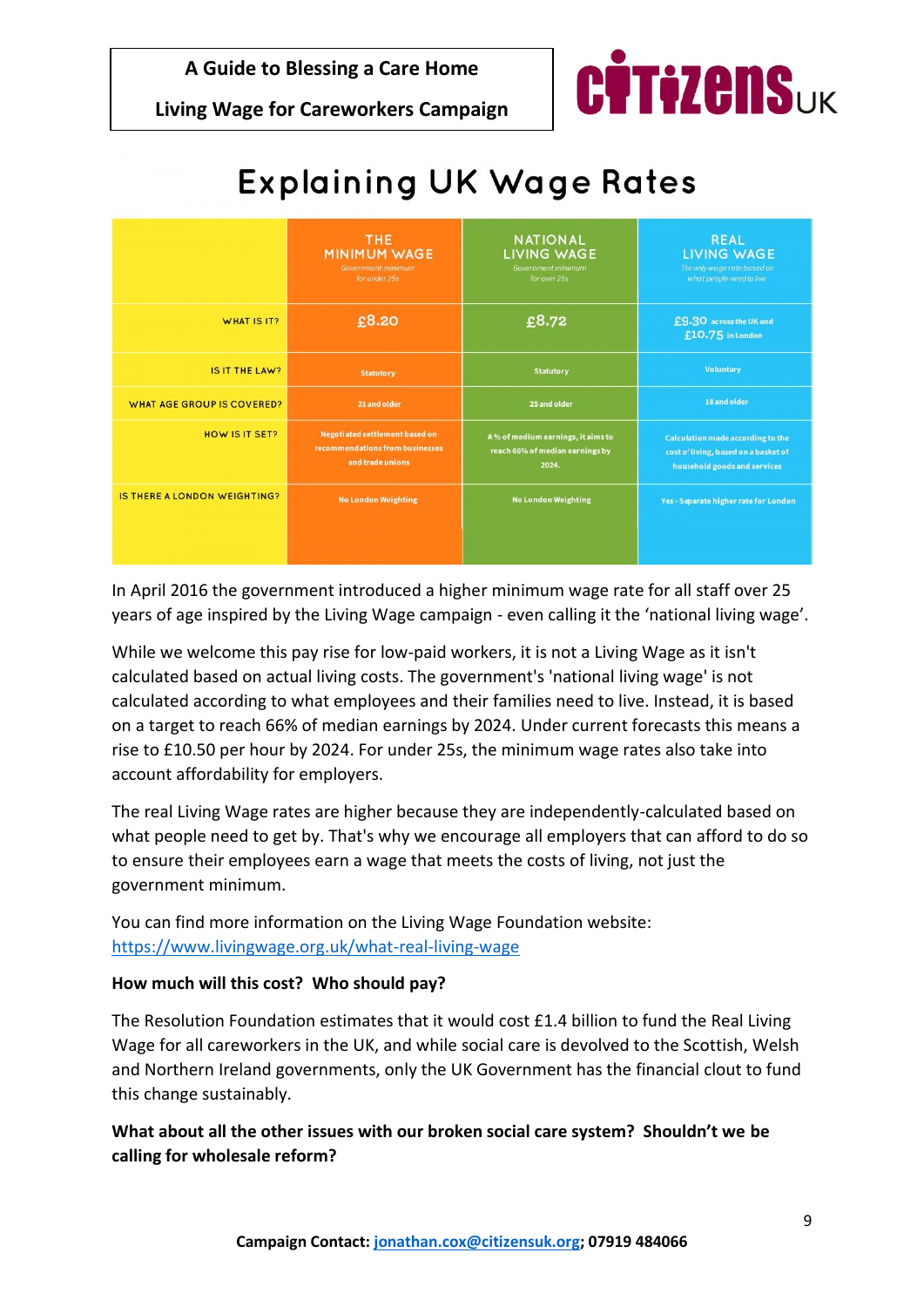# Explaining UK Wage Rates

| | THE MINIMUM WAGE *Government minimum for under 25s* | NATIONAL LIVING WAGE *Government minimum for over 25s* | REAL LIVING WAGE *The only wage rate based on what people need to live* |
|---|---|---|---|
| WHAT IS IT? | £8.20 | £8.72 | £9.30 across the UK and £10.75 in London |
| IS IT THE LAW? | Statutory | Statutory | Voluntary |
| WHAT AGE GROUP IS COVERED? | 21 and older | 25 and older | 18 and older |
| HOW IS IT SET? | Negotiated settlement based on recommendations from businesses and trade unions | A % of medium earnings, it aims to reach 66% of median earnings by 2024. | Calculation made according to the cost of living, based on a basket of household goods and services |
| IS THERE A LONDON WEIGHTING? | No London Weighting | No London Weighting | Yes - Separate higher rate for London |

In April 2016 the government introduced a higher minimum wage rate for all staff over 25 years of age inspired by the Living Wage campaign - even calling it the 'national living wage'.

While we welcome this pay rise for low-paid workers, it is not a Living Wage as it isn't calculated based on actual living costs. The government's 'national living wage' is not calculated according to what employees and their families need to live. Instead, it is based on a target to reach 66% of median earnings by 2024. Under current forecasts this means a rise to £10.50 per hour by 2024. For under 25s, the minimum wage rates also take into account affordability for employers.

The real Living Wage rates are higher because they are independently-calculated based on what people need to get by. That's why we encourage all employers that can afford to do so to ensure their employees earn a wage that meets the costs of living, not just the government minimum.

You can find more information on the Living Wage Foundation website: https://www.livingwage.org.uk/what-real-living-wage

**How much will this cost? Who should pay?**

The Resolution Foundation estimates that it would cost £1.4 billion to fund the Real Living Wage for all careworkers in the UK, and while social care is devolved to the Scottish, Welsh and Northern Ireland governments, only the UK Government has the financial clout to fund this change sustainably.

**What about all the other issues with our broken social care system? Shouldn't we be calling for wholesale reform?**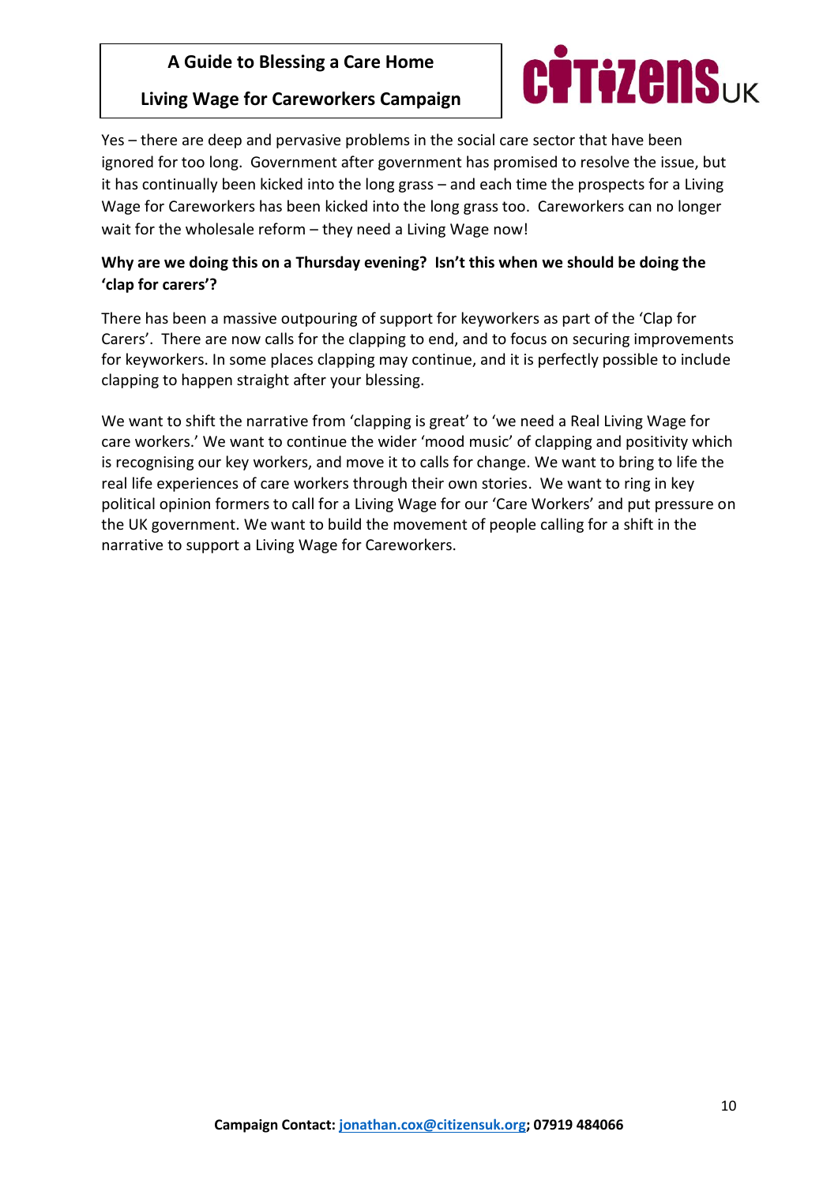Yes – there are deep and pervasive problems in the social care sector that have been ignored for too long. Government after government has promised to resolve the issue, but it has continually been kicked into the long grass – and each time the prospects for a Living Wage for Careworkers has been kicked into the long grass too. Careworkers can no longer wait for the wholesale reform – they need a Living Wage now!

**Why are we doing this on a Thursday evening? Isn't this when we should be doing the 'clap for carers'?**

There has been a massive outpouring of support for keyworkers as part of the 'Clap for Carers'. There are now calls for the clapping to end, and to focus on securing improvements for keyworkers. In some places clapping may continue, and it is perfectly possible to include clapping to happen straight after your blessing.

We want to shift the narrative from 'clapping is great' to 'we need a Real Living Wage for care workers.' We want to continue the wider 'mood music' of clapping and positivity which is recognising our key workers, and move it to calls for change. We want to bring to life the real life experiences of care workers through their own stories. We want to ring in key political opinion formers to call for a Living Wage for our 'Care Workers' and put pressure on the UK government. We want to build the movement of people calling for a shift in the narrative to support a Living Wage for Careworkers.